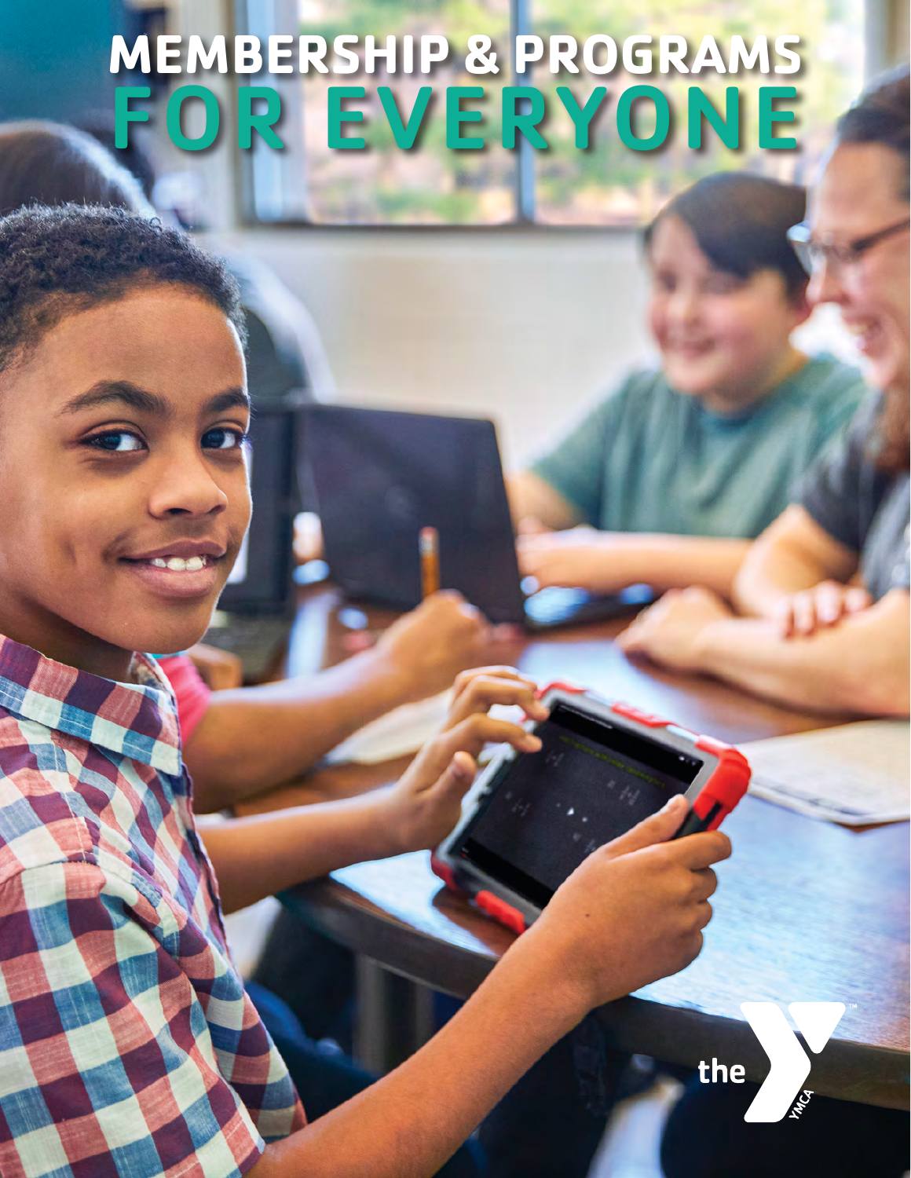# MEMBERSHIP & PROGRAMS FOR EVERYONE

the YMCA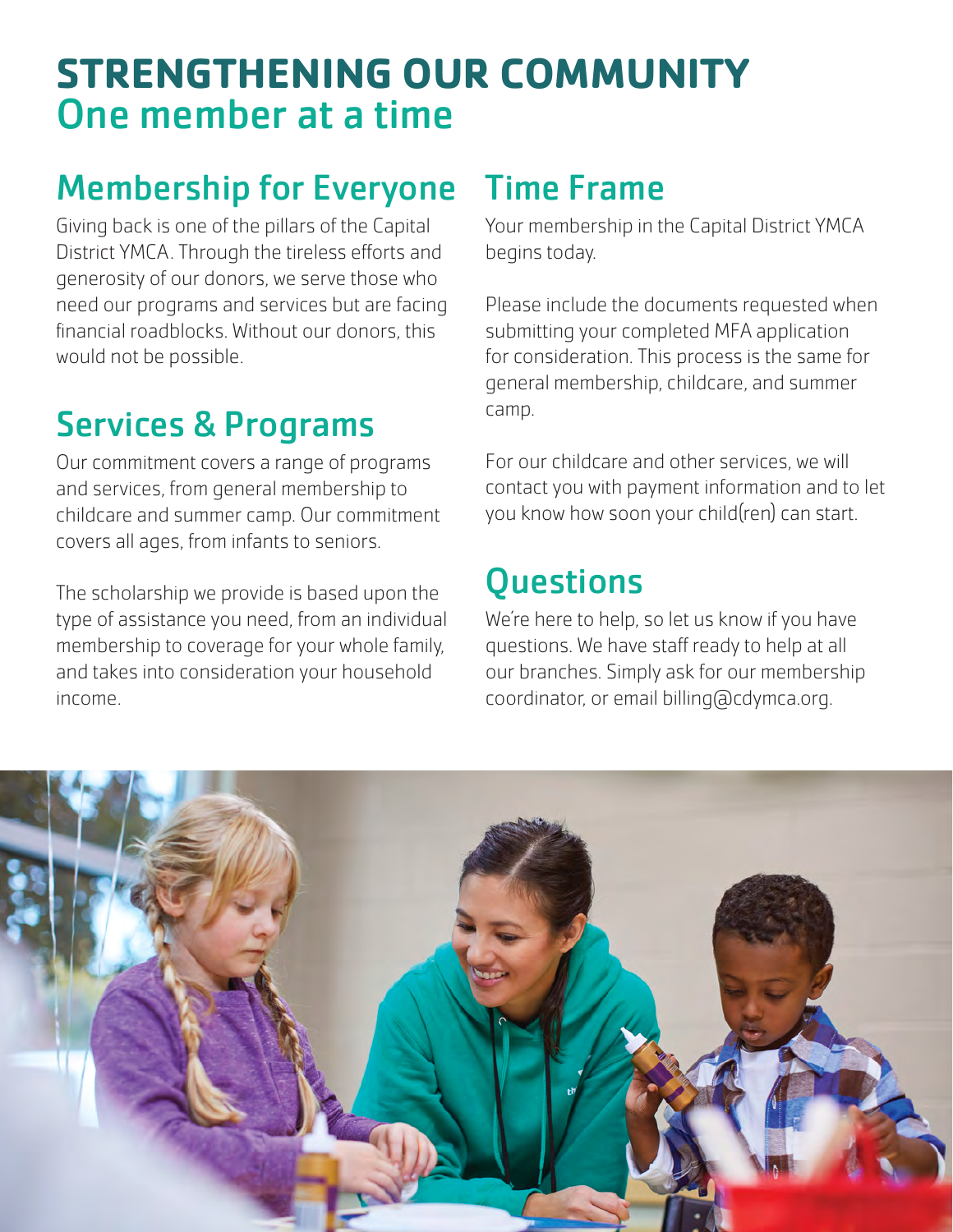# STRENGTHENING OUR COMMUNITY
## One member at a time

## Membership for Everyone

Giving back is one of the pillars of the Capital District YMCA. Through the tireless efforts and generosity of our donors, we serve those who need our programs and services but are facing financial roadblocks. Without our donors, this would not be possible.

## Services & Programs

Our commitment covers a range of programs and services, from general membership to childcare and summer camp. Our commitment covers all ages, from infants to seniors.

The scholarship we provide is based upon the type of assistance you need, from an individual membership to coverage for your whole family, and takes into consideration your household income.

## Time Frame

Your membership in the Capital District YMCA begins today.

Please include the documents requested when submitting your completed MFA application for consideration. This process is the same for general membership, childcare, and summer camp.

For our childcare and other services, we will contact you with payment information and to let you know how soon your child(ren) can start.

## Questions

We're here to help, so let us know if you have questions. We have staff ready to help at all our branches. Simply ask for our membership coordinator, or email billing@cdymca.org.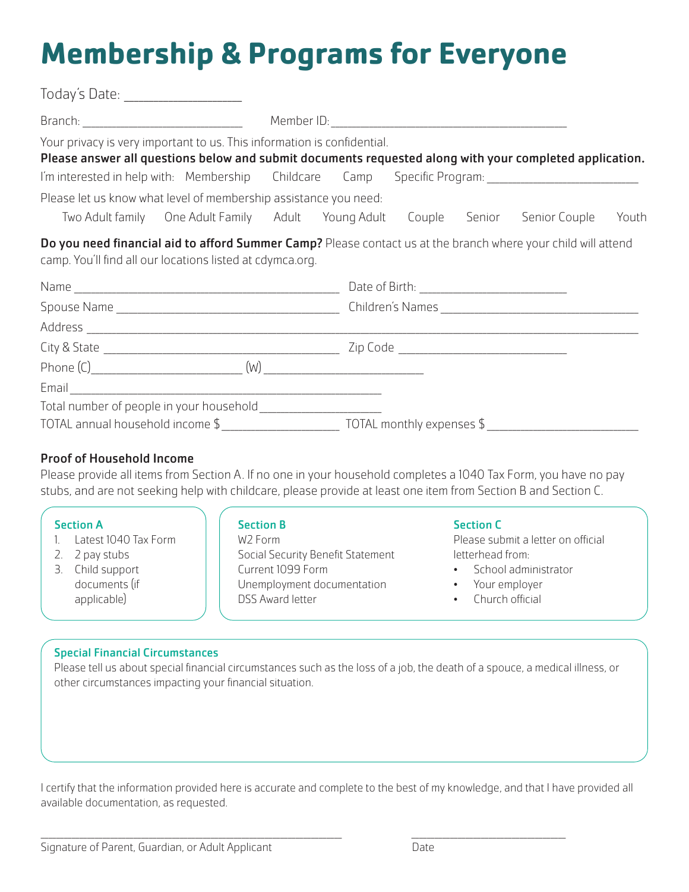# Membership & Programs for Everyone

Today's Date: _______________

Branch: _______________________ Member ID: ___________________________________

Your privacy is very important to us. This information is confidential.

**Please answer all questions below and submit documents requested along with your completed application.**

I'm interested in help with: Membership Childcare Camp Specific Program: _____________________

Please let us know what level of membership assistance you need:

Two Adult family One Adult Family Adult Young Adult Couple Senior Senior Couple Youth

**Do you need financial aid to afford Summer Camp?** Please contact us at the branch where your child will attend camp. You'll find all our locations listed at cdymca.org.

Name ________________________________________ Date of Birth: ____________________

Spouse Name _________________________________ Children's Names ____________________________

Address ________________________________________________________________________________

City & State ________________________________ Zip Code ________________________

Phone (C)______________________ (W) _______________________

Email ______________________________________________

Total number of people in your household_________________

TOTAL annual household income $_________________ TOTAL monthly expenses $______________________

### Proof of Household Income

Please provide all items from Section A. If no one in your household completes a 1040 Tax Form, you have no pay stubs, and are not seeking help with childcare, please provide at least one item from Section B and Section C.

**Section A**

1. Latest 1040 Tax Form
2. 2 pay stubs
3. Child support documents (if applicable)

**Section B**

W2 Form
Social Security Benefit Statement
Current 1099 Form
Unemployment documentation
DSS Award letter

**Section C**

Please submit a letter on official letterhead from:

- School administrator
- Your employer
- Church official

**Special Financial Circumstances**

Please tell us about special financial circumstances such as the loss of a job, the death of a spouce, a medical illness, or other circumstances impacting your financial situation.

I certify that the information provided here is accurate and complete to the best of my knowledge, and that I have provided all available documentation, as requested.

_____________________________________________ _______________________

Signature of Parent, Guardian, or Adult Applicant Date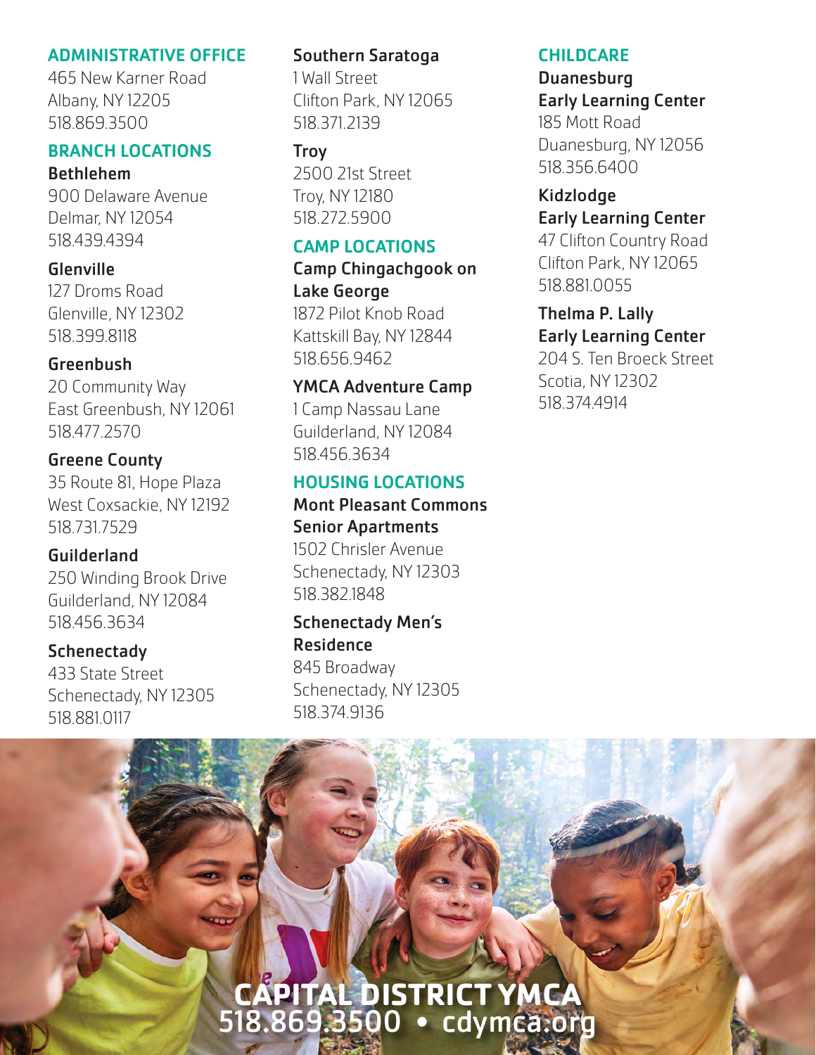## ADMINISTRATIVE OFFICE

465 New Karner Road
Albany, NY 12205
518.869.3500

## BRANCH LOCATIONS

**Bethlehem**
900 Delaware Avenue
Delmar, NY 12054
518.439.4394

**Glenville**
127 Droms Road
Glenville, NY 12302
518.399.8118

**Greenbush**
20 Community Way
East Greenbush, NY 12061
518.477.2570

**Greene County**
35 Route 81, Hope Plaza
West Coxsackie, NY 12192
518.731.7529

**Guilderland**
250 Winding Brook Drive
Guilderland, NY 12084
518.456.3634

**Schenectady**
433 State Street
Schenectady, NY 12305
518.881.0117

**Southern Saratoga**
1 Wall Street
Clifton Park, NY 12065
518.371.2139

**Troy**
2500 21st Street
Troy, NY 12180
518.272.5900

## CAMP LOCATIONS

**Camp Chingachgook on Lake George**
1872 Pilot Knob Road
Kattskill Bay, NY 12844
518.656.9462

**YMCA Adventure Camp**
1 Camp Nassau Lane
Guilderland, NY 12084
518.456.3634

## HOUSING LOCATIONS

**Mont Pleasant Commons Senior Apartments**
1502 Chrisler Avenue
Schenectady, NY 12303
518.382.1848

**Schenectady Men's Residence**
845 Broadway
Schenectady, NY 12305
518.374.9136

## CHILDCARE

**Duanesburg Early Learning Center**
185 Mott Road
Duanesburg, NY 12056
518.356.6400

**Kidzlodge Early Learning Center**
47 Clifton Country Road
Clifton Park, NY 12065
518.881.0055

**Thelma P. Lally Early Learning Center**
204 S. Ten Broeck Street
Scotia, NY 12302
518.374.4914

**CAPITAL DISTRICT YMCA**
518.869.3500 • cdymca.org